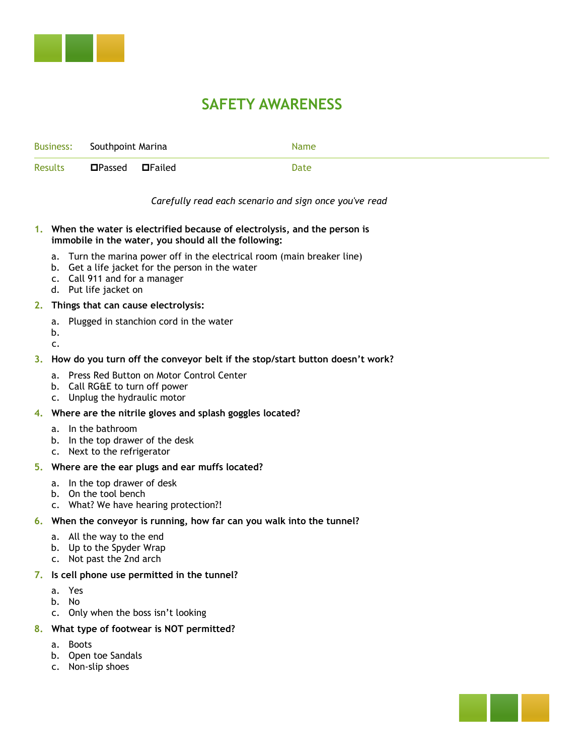# SAFETY AWARENESS

| Business: | Southpoint Marina | | Name | |
|---|---|---|---|---|
| Results | ☐Passed | ☐Failed | Date | |

*Carefully read each scenario and sign once you've read*

1. **When the water is electrified because of electrolysis, and the person is immobile in the water, you should all the following:**
   a. Turn the marina power off in the electrical room (main breaker line)
   b. Get a life jacket for the person in the water
   c. Call 911 and for a manager
   d. Put life jacket on

2. **Things that can cause electrolysis:**
   a. Plugged in stanchion cord in the water
   b.
   c.

3. **How do you turn off the conveyor belt if the stop/start button doesn't work?**
   a. Press Red Button on Motor Control Center
   b. Call RG&E to turn off power
   c. Unplug the hydraulic motor

4. **Where are the nitrile gloves and splash goggles located?**
   a. In the bathroom
   b. In the top drawer of the desk
   c. Next to the refrigerator

5. **Where are the ear plugs and ear muffs located?**
   a. In the top drawer of desk
   b. On the tool bench
   c. What? We have hearing protection?!

6. **When the conveyor is running, how far can you walk into the tunnel?**
   a. All the way to the end
   b. Up to the Spyder Wrap
   c. Not past the 2nd arch

7. **Is cell phone use permitted in the tunnel?**
   a. Yes
   b. No
   c. Only when the boss isn't looking

8. **What type of footwear is NOT permitted?**
   a. Boots
   b. Open toe Sandals
   c. Non-slip shoes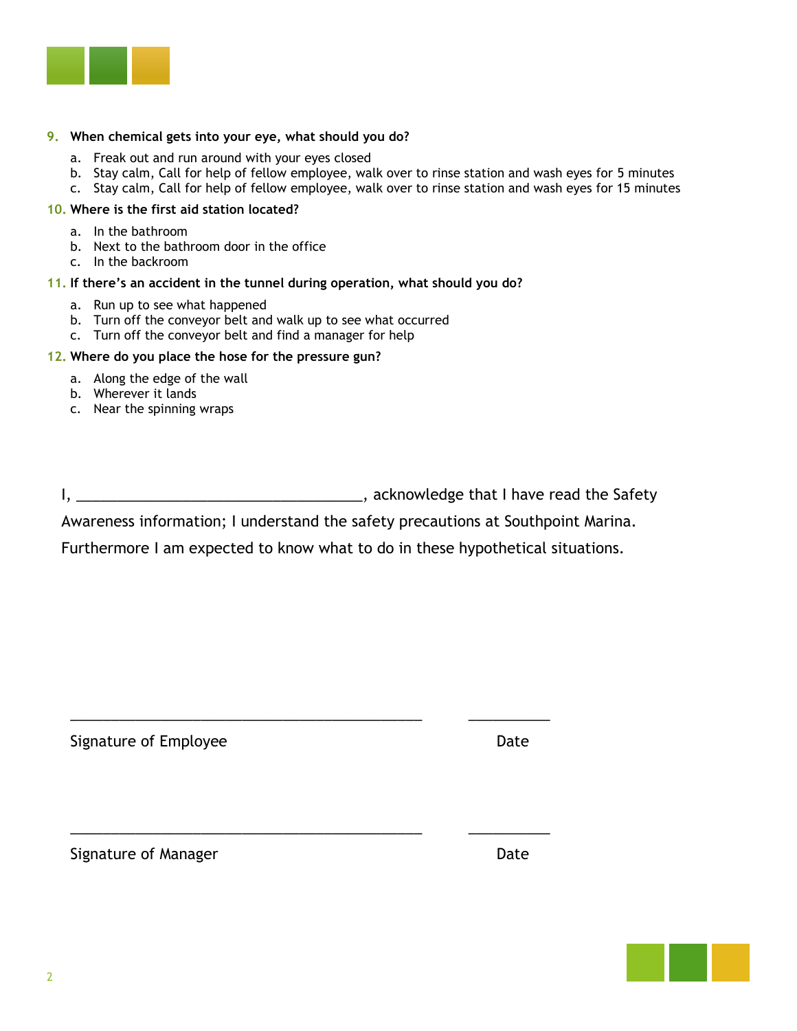9. **When chemical gets into your eye, what should you do?**
   a. Freak out and run around with your eyes closed
   b. Stay calm, Call for help of fellow employee, walk over to rinse station and wash eyes for 5 minutes
   c. Stay calm, Call for help of fellow employee, walk over to rinse station and wash eyes for 15 minutes

10. **Where is the first aid station located?**
    a. In the bathroom
    b. Next to the bathroom door in the office
    c. In the backroom

11. **If there's an accident in the tunnel during operation, what should you do?**
    a. Run up to see what happened
    b. Turn off the conveyor belt and walk up to see what occurred
    c. Turn off the conveyor belt and find a manager for help

12. **Where do you place the hose for the pressure gun?**
    a. Along the edge of the wall
    b. Wherever it lands
    c. Near the spinning wraps

I, ____________________________________, acknowledge that I have read the Safety Awareness information; I understand the safety precautions at Southpoint Marina. Furthermore I am expected to know what to do in these hypothetical situations.

_____________________________________________ __________

Signature of Employee Date

_____________________________________________ __________

Signature of Manager Date